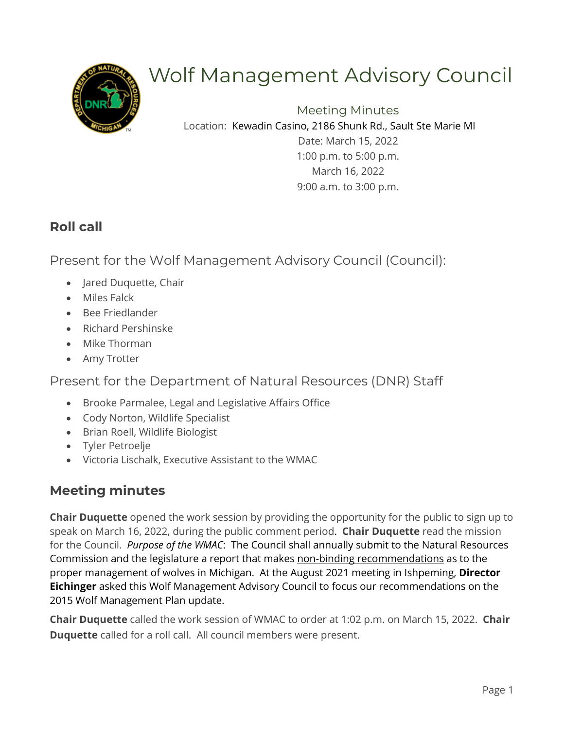# Wolf Management Advisory Council

## Meeting Minutes

Location: Kewadin Casino, 2186 Shunk Rd., Sault Ste Marie MI

Date: March 15, 2022

1:00 p.m. to 5:00 p.m.

March 16, 2022

9:00 a.m. to 3:00 p.m.

## Roll call

### Present for the Wolf Management Advisory Council (Council):

- Jared Duquette, Chair
- Miles Falck
- Bee Friedlander
- Richard Pershinske
- Mike Thorman
- Amy Trotter

### Present for the Department of Natural Resources (DNR) Staff

- Brooke Parmalee, Legal and Legislative Affairs Office
- Cody Norton, Wildlife Specialist
- Brian Roell, Wildlife Biologist
- Tyler Petroelje
- Victoria Lischalk, Executive Assistant to the WMAC

## Meeting minutes

**Chair Duquette** opened the work session by providing the opportunity for the public to sign up to speak on March 16, 2022, during the public comment period. **Chair Duquette** read the mission for the Council. *Purpose of the WMAC*: The Council shall annually submit to the Natural Resources Commission and the legislature a report that makes non-binding recommendations as to the proper management of wolves in Michigan. At the August 2021 meeting in Ishpeming, **Director Eichinger** asked this Wolf Management Advisory Council to focus our recommendations on the 2015 Wolf Management Plan update.

**Chair Duquette** called the work session of WMAC to order at 1:02 p.m. on March 15, 2022. **Chair Duquette** called for a roll call. All council members were present.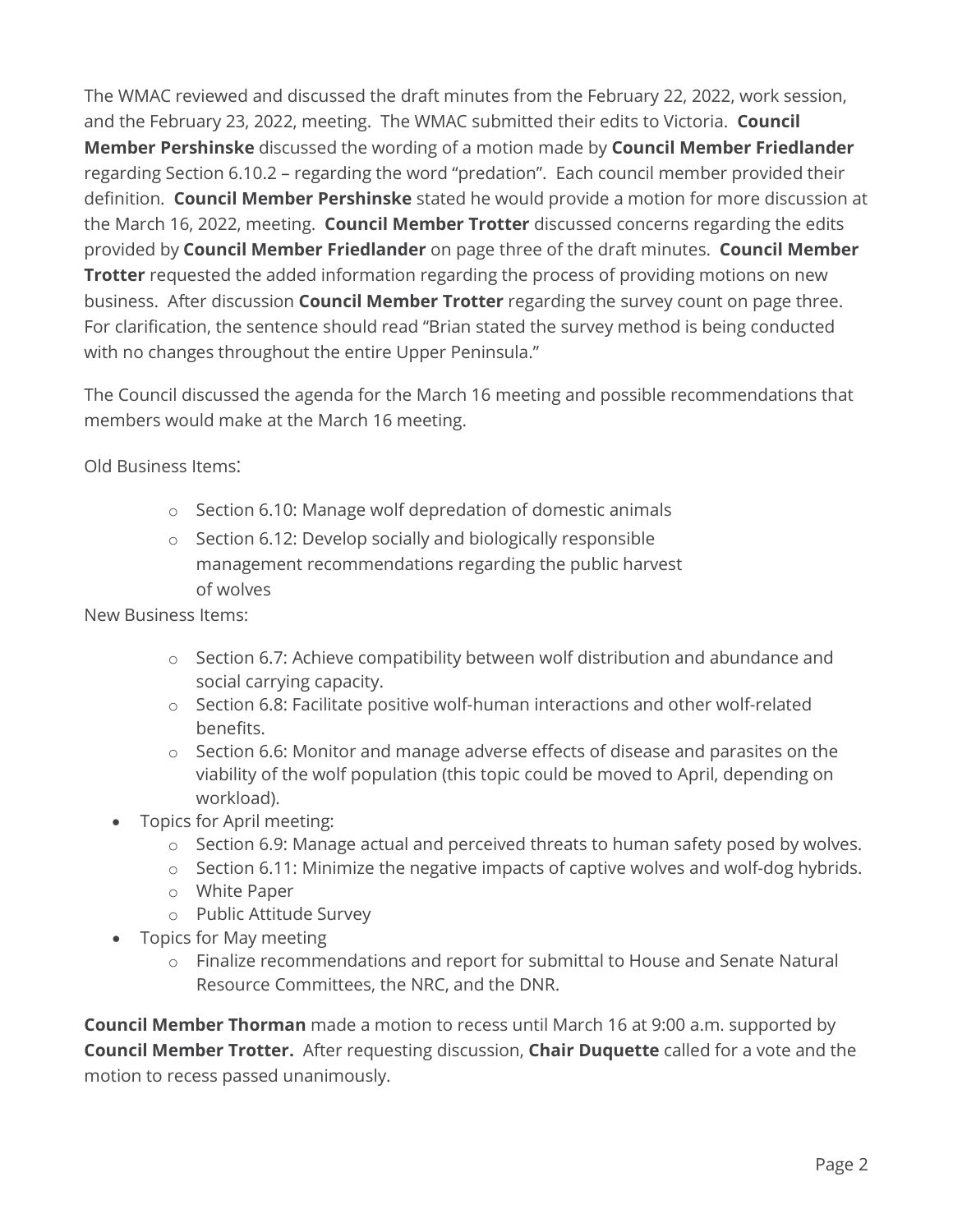The WMAC reviewed and discussed the draft minutes from the February 22, 2022, work session, and the February 23, 2022, meeting. The WMAC submitted their edits to Victoria. **Council Member Pershinske** discussed the wording of a motion made by **Council Member Friedlander** regarding Section 6.10.2 – regarding the word "predation". Each council member provided their definition. **Council Member Pershinske** stated he would provide a motion for more discussion at the March 16, 2022, meeting. **Council Member Trotter** discussed concerns regarding the edits provided by **Council Member Friedlander** on page three of the draft minutes. **Council Member Trotter** requested the added information regarding the process of providing motions on new business. After discussion **Council Member Trotter** regarding the survey count on page three. For clarification, the sentence should read "Brian stated the survey method is being conducted with no changes throughout the entire Upper Peninsula."

The Council discussed the agenda for the March 16 meeting and possible recommendations that members would make at the March 16 meeting.

Old Business Items:

- Section 6.10: Manage wolf depredation of domestic animals
- Section 6.12: Develop socially and biologically responsible management recommendations regarding the public harvest of wolves

New Business Items:

- Section 6.7: Achieve compatibility between wolf distribution and abundance and social carrying capacity.
- Section 6.8: Facilitate positive wolf-human interactions and other wolf-related benefits.
- Section 6.6: Monitor and manage adverse effects of disease and parasites on the viability of the wolf population (this topic could be moved to April, depending on workload).

- Topics for April meeting:
  - Section 6.9: Manage actual and perceived threats to human safety posed by wolves.
  - Section 6.11: Minimize the negative impacts of captive wolves and wolf-dog hybrids.
  - White Paper
  - Public Attitude Survey
- Topics for May meeting
  - Finalize recommendations and report for submittal to House and Senate Natural Resource Committees, the NRC, and the DNR.

**Council Member Thorman** made a motion to recess until March 16 at 9:00 a.m. supported by **Council Member Trotter.** After requesting discussion, **Chair Duquette** called for a vote and the motion to recess passed unanimously.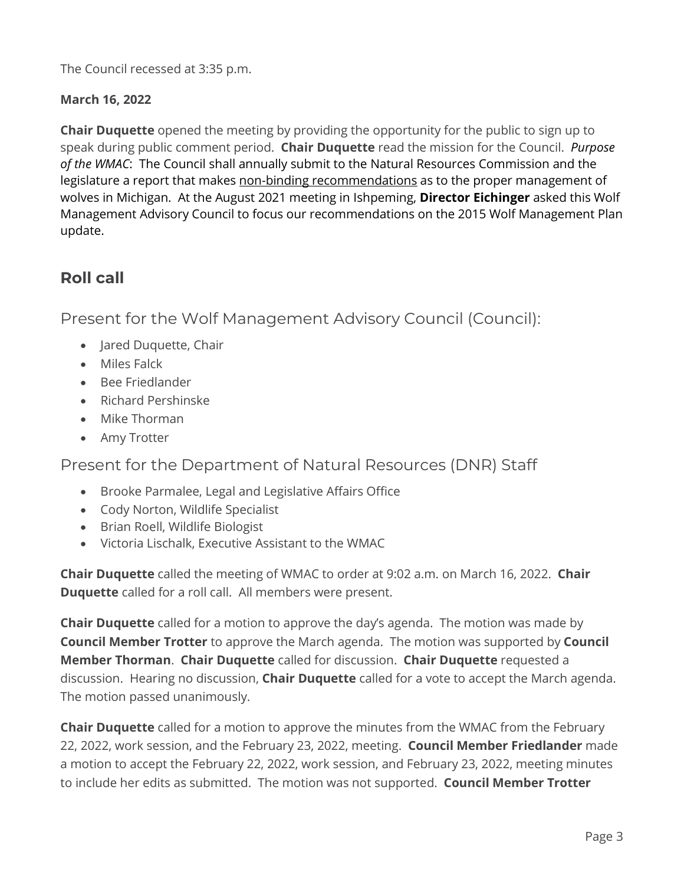The Council recessed at 3:35 p.m.

**March 16, 2022**

**Chair Duquette** opened the meeting by providing the opportunity for the public to sign up to speak during public comment period. **Chair Duquette** read the mission for the Council. *Purpose of the WMAC*: The Council shall annually submit to the Natural Resources Commission and the legislature a report that makes <u>non-binding recommendations</u> as to the proper management of wolves in Michigan. At the August 2021 meeting in Ishpeming, **Director Eichinger** asked this Wolf Management Advisory Council to focus our recommendations on the 2015 Wolf Management Plan update.

## Roll call

### Present for the Wolf Management Advisory Council (Council):

- Jared Duquette, Chair
- Miles Falck
- Bee Friedlander
- Richard Pershinske
- Mike Thorman
- Amy Trotter

### Present for the Department of Natural Resources (DNR) Staff

- Brooke Parmalee, Legal and Legislative Affairs Office
- Cody Norton, Wildlife Specialist
- Brian Roell, Wildlife Biologist
- Victoria Lischalk, Executive Assistant to the WMAC

**Chair Duquette** called the meeting of WMAC to order at 9:02 a.m. on March 16, 2022. **Chair Duquette** called for a roll call. All members were present.

**Chair Duquette** called for a motion to approve the day's agenda. The motion was made by **Council Member Trotter** to approve the March agenda. The motion was supported by **Council Member Thorman**. **Chair Duquette** called for discussion. **Chair Duquette** requested a discussion. Hearing no discussion, **Chair Duquette** called for a vote to accept the March agenda. The motion passed unanimously.

**Chair Duquette** called for a motion to approve the minutes from the WMAC from the February 22, 2022, work session, and the February 23, 2022, meeting. **Council Member Friedlander** made a motion to accept the February 22, 2022, work session, and February 23, 2022, meeting minutes to include her edits as submitted. The motion was not supported. **Council Member Trotter**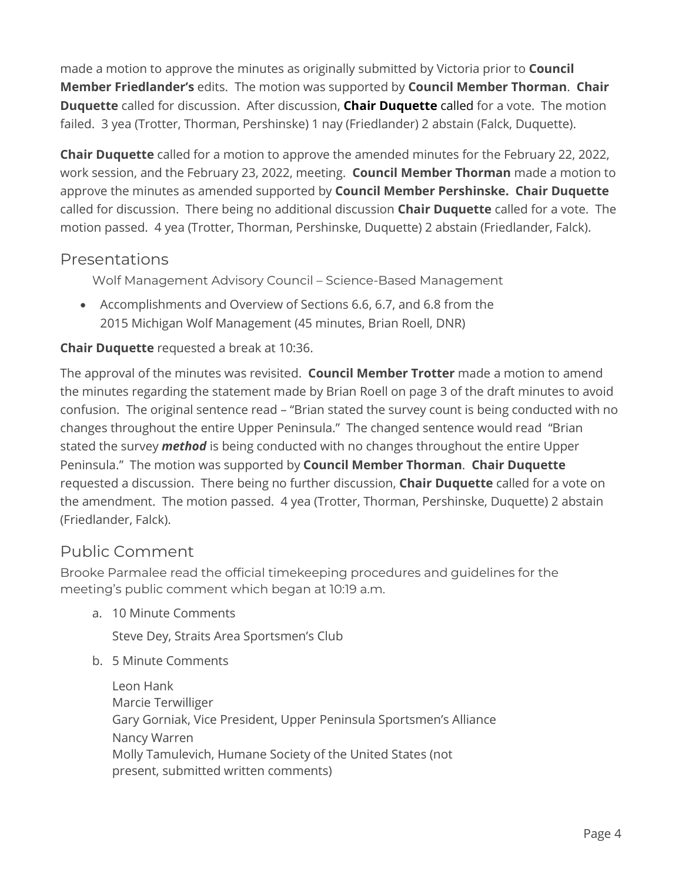made a motion to approve the minutes as originally submitted by Victoria prior to **Council Member Friedlander's** edits. The motion was supported by **Council Member Thorman**. **Chair Duquette** called for discussion. After discussion, **Chair Duquette** called for a vote. The motion failed. 3 yea (Trotter, Thorman, Pershinske) 1 nay (Friedlander) 2 abstain (Falck, Duquette).

**Chair Duquette** called for a motion to approve the amended minutes for the February 22, 2022, work session, and the February 23, 2022, meeting. **Council Member Thorman** made a motion to approve the minutes as amended supported by **Council Member Pershinske. Chair Duquette** called for discussion. There being no additional discussion **Chair Duquette** called for a vote. The motion passed. 4 yea (Trotter, Thorman, Pershinske, Duquette) 2 abstain (Friedlander, Falck).

## Presentations

Wolf Management Advisory Council – Science-Based Management

- Accomplishments and Overview of Sections 6.6, 6.7, and 6.8 from the 2015 Michigan Wolf Management (45 minutes, Brian Roell, DNR)

**Chair Duquette** requested a break at 10:36.

The approval of the minutes was revisited. **Council Member Trotter** made a motion to amend the minutes regarding the statement made by Brian Roell on page 3 of the draft minutes to avoid confusion. The original sentence read – "Brian stated the survey count is being conducted with no changes throughout the entire Upper Peninsula." The changed sentence would read "Brian stated the survey ***method*** is being conducted with no changes throughout the entire Upper Peninsula." The motion was supported by **Council Member Thorman**. **Chair Duquette** requested a discussion. There being no further discussion, **Chair Duquette** called for a vote on the amendment. The motion passed. 4 yea (Trotter, Thorman, Pershinske, Duquette) 2 abstain (Friedlander, Falck).

## Public Comment

Brooke Parmalee read the official timekeeping procedures and guidelines for the meeting's public comment which began at 10:19 a.m.

a. 10 Minute Comments

   Steve Dey, Straits Area Sportsmen's Club

b. 5 Minute Comments

   Leon Hank
   Marcie Terwilliger
   Gary Gorniak, Vice President, Upper Peninsula Sportsmen's Alliance
   Nancy Warren
   Molly Tamulevich, Humane Society of the United States (not present, submitted written comments)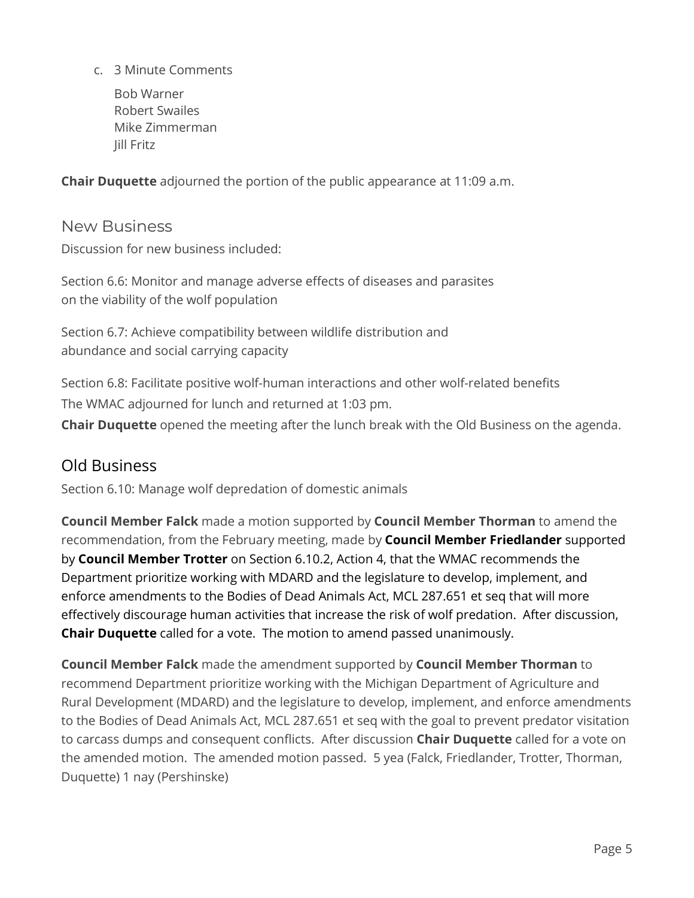c. 3 Minute Comments

Bob Warner
Robert Swailes
Mike Zimmerman
Jill Fritz

**Chair Duquette** adjourned the portion of the public appearance at 11:09 a.m.

## New Business

Discussion for new business included:

Section 6.6: Monitor and manage adverse effects of diseases and parasites on the viability of the wolf population

Section 6.7: Achieve compatibility between wildlife distribution and abundance and social carrying capacity

Section 6.8: Facilitate positive wolf-human interactions and other wolf-related benefits

The WMAC adjourned for lunch and returned at 1:03 pm.

**Chair Duquette** opened the meeting after the lunch break with the Old Business on the agenda.

## Old Business

Section 6.10: Manage wolf depredation of domestic animals

**Council Member Falck** made a motion supported by **Council Member Thorman** to amend the recommendation, from the February meeting, made by **Council Member Friedlander** supported by **Council Member Trotter** on Section 6.10.2, Action 4, that the WMAC recommends the Department prioritize working with MDARD and the legislature to develop, implement, and enforce amendments to the Bodies of Dead Animals Act, MCL 287.651 et seq that will more effectively discourage human activities that increase the risk of wolf predation. After discussion, **Chair Duquette** called for a vote. The motion to amend passed unanimously.

**Council Member Falck** made the amendment supported by **Council Member Thorman** to recommend Department prioritize working with the Michigan Department of Agriculture and Rural Development (MDARD) and the legislature to develop, implement, and enforce amendments to the Bodies of Dead Animals Act, MCL 287.651 et seq with the goal to prevent predator visitation to carcass dumps and consequent conflicts. After discussion **Chair Duquette** called for a vote on the amended motion. The amended motion passed. 5 yea (Falck, Friedlander, Trotter, Thorman, Duquette) 1 nay (Pershinske)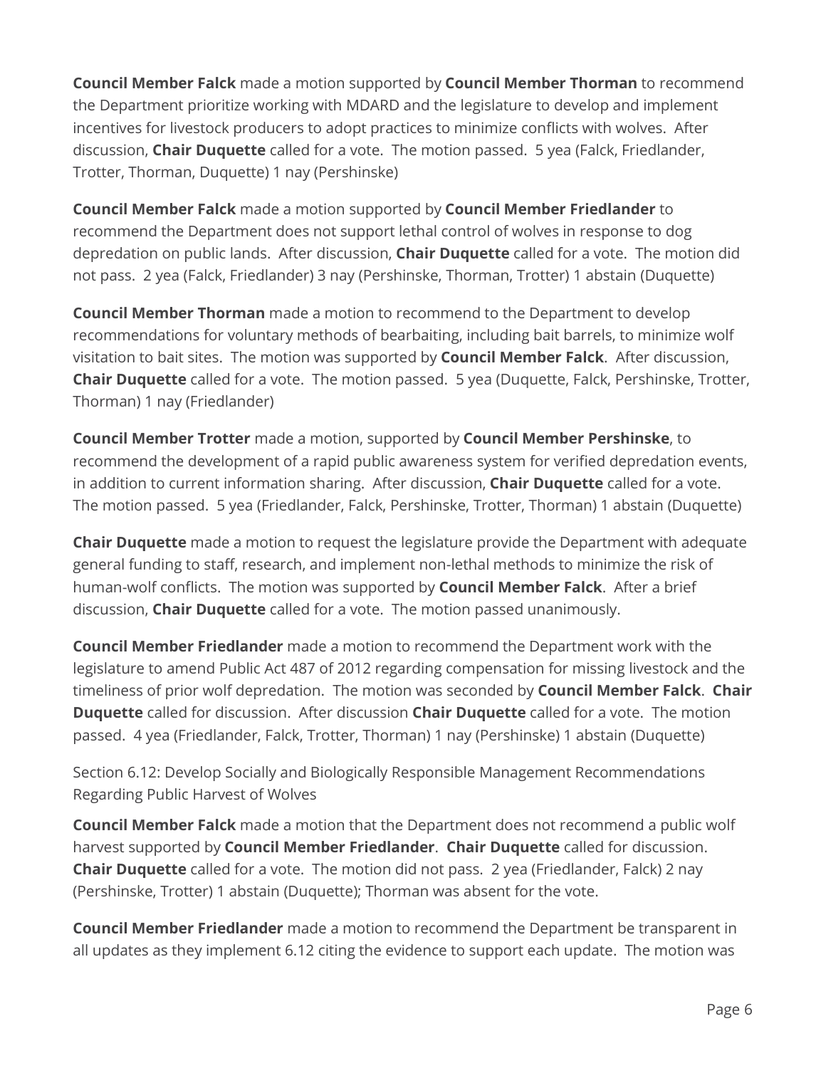**Council Member Falck** made a motion supported by **Council Member Thorman** to recommend the Department prioritize working with MDARD and the legislature to develop and implement incentives for livestock producers to adopt practices to minimize conflicts with wolves. After discussion, **Chair Duquette** called for a vote. The motion passed. 5 yea (Falck, Friedlander, Trotter, Thorman, Duquette) 1 nay (Pershinske)

**Council Member Falck** made a motion supported by **Council Member Friedlander** to recommend the Department does not support lethal control of wolves in response to dog depredation on public lands. After discussion, **Chair Duquette** called for a vote. The motion did not pass. 2 yea (Falck, Friedlander) 3 nay (Pershinske, Thorman, Trotter) 1 abstain (Duquette)

**Council Member Thorman** made a motion to recommend to the Department to develop recommendations for voluntary methods of bearbaiting, including bait barrels, to minimize wolf visitation to bait sites. The motion was supported by **Council Member Falck**. After discussion, **Chair Duquette** called for a vote. The motion passed. 5 yea (Duquette, Falck, Pershinske, Trotter, Thorman) 1 nay (Friedlander)

**Council Member Trotter** made a motion, supported by **Council Member Pershinske**, to recommend the development of a rapid public awareness system for verified depredation events, in addition to current information sharing. After discussion, **Chair Duquette** called for a vote. The motion passed. 5 yea (Friedlander, Falck, Pershinske, Trotter, Thorman) 1 abstain (Duquette)

**Chair Duquette** made a motion to request the legislature provide the Department with adequate general funding to staff, research, and implement non-lethal methods to minimize the risk of human-wolf conflicts. The motion was supported by **Council Member Falck**. After a brief discussion, **Chair Duquette** called for a vote. The motion passed unanimously.

**Council Member Friedlander** made a motion to recommend the Department work with the legislature to amend Public Act 487 of 2012 regarding compensation for missing livestock and the timeliness of prior wolf depredation. The motion was seconded by **Council Member Falck**. **Chair Duquette** called for discussion. After discussion **Chair Duquette** called for a vote. The motion passed. 4 yea (Friedlander, Falck, Trotter, Thorman) 1 nay (Pershinske) 1 abstain (Duquette)

Section 6.12: Develop Socially and Biologically Responsible Management Recommendations Regarding Public Harvest of Wolves

**Council Member Falck** made a motion that the Department does not recommend a public wolf harvest supported by **Council Member Friedlander**. **Chair Duquette** called for discussion. **Chair Duquette** called for a vote. The motion did not pass. 2 yea (Friedlander, Falck) 2 nay (Pershinske, Trotter) 1 abstain (Duquette); Thorman was absent for the vote.

**Council Member Friedlander** made a motion to recommend the Department be transparent in all updates as they implement 6.12 citing the evidence to support each update. The motion was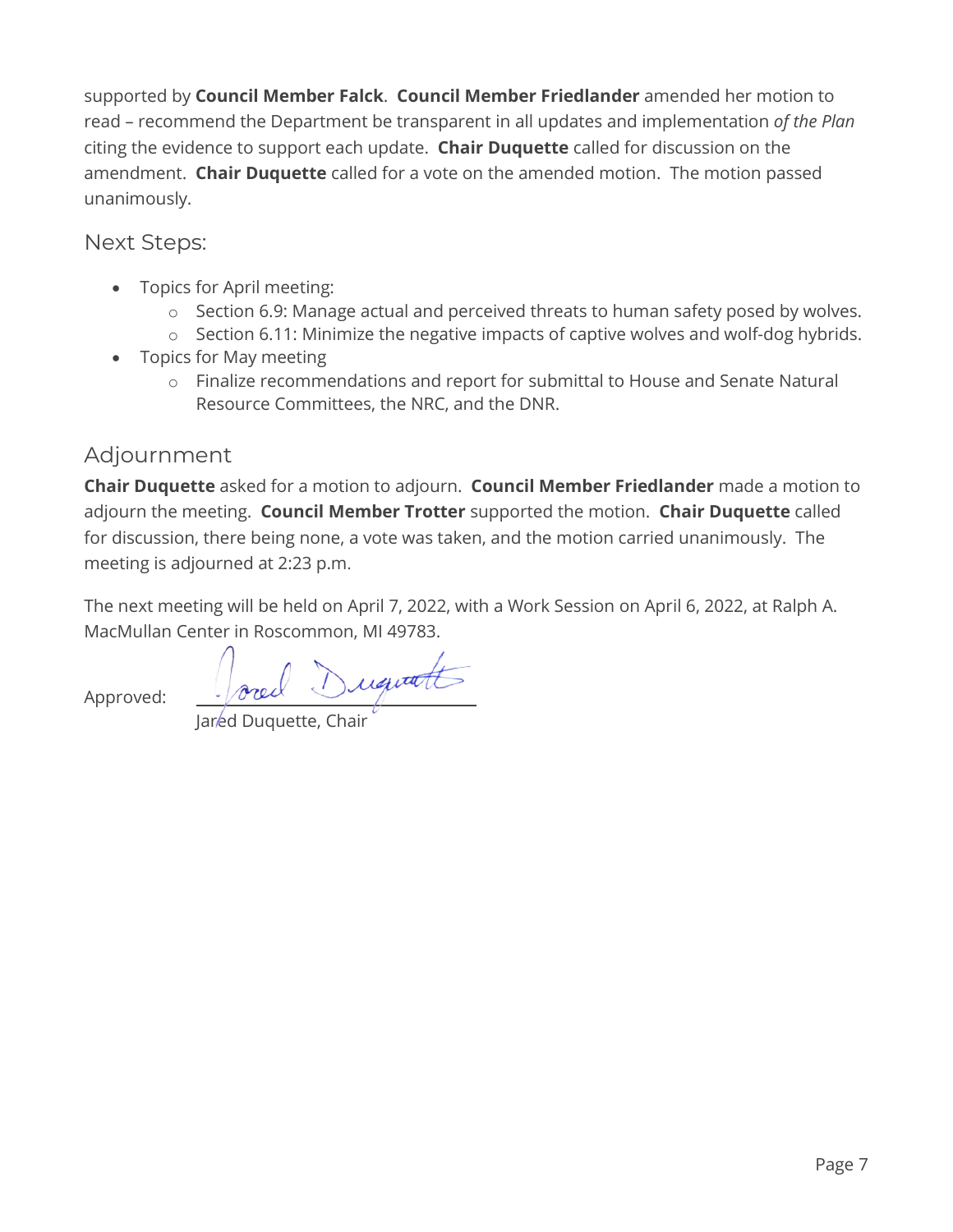supported by **Council Member Falck**. **Council Member Friedlander** amended her motion to read – recommend the Department be transparent in all updates and implementation *of the Plan* citing the evidence to support each update. **Chair Duquette** called for discussion on the amendment. **Chair Duquette** called for a vote on the amended motion. The motion passed unanimously.

## Next Steps:

- Topics for April meeting:
  - Section 6.9: Manage actual and perceived threats to human safety posed by wolves.
  - Section 6.11: Minimize the negative impacts of captive wolves and wolf-dog hybrids.
- Topics for May meeting
  - Finalize recommendations and report for submittal to House and Senate Natural Resource Committees, the NRC, and the DNR.

## Adjournment

**Chair Duquette** asked for a motion to adjourn. **Council Member Friedlander** made a motion to adjourn the meeting. **Council Member Trotter** supported the motion. **Chair Duquette** called for discussion, there being none, a vote was taken, and the motion carried unanimously. The meeting is adjourned at 2:23 p.m.

The next meeting will be held on April 7, 2022, with a Work Session on April 6, 2022, at Ralph A. MacMullan Center in Roscommon, MI 49783.

Approved: Jared Duquette

Jared Duquette, Chair